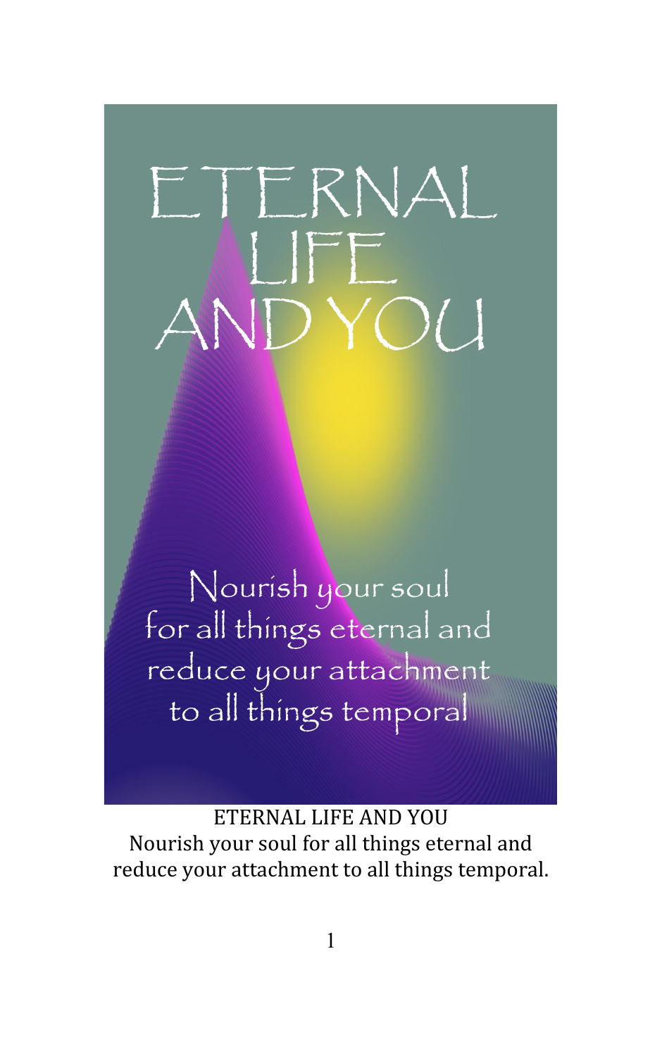# ETERNAL LIFE AND YOU

Nourish your soul for all things eternal and reduce your attachment to all things temporal

ETERNAL LIFE AND YOU

Nourish your soul for all things eternal and reduce your attachment to all things temporal.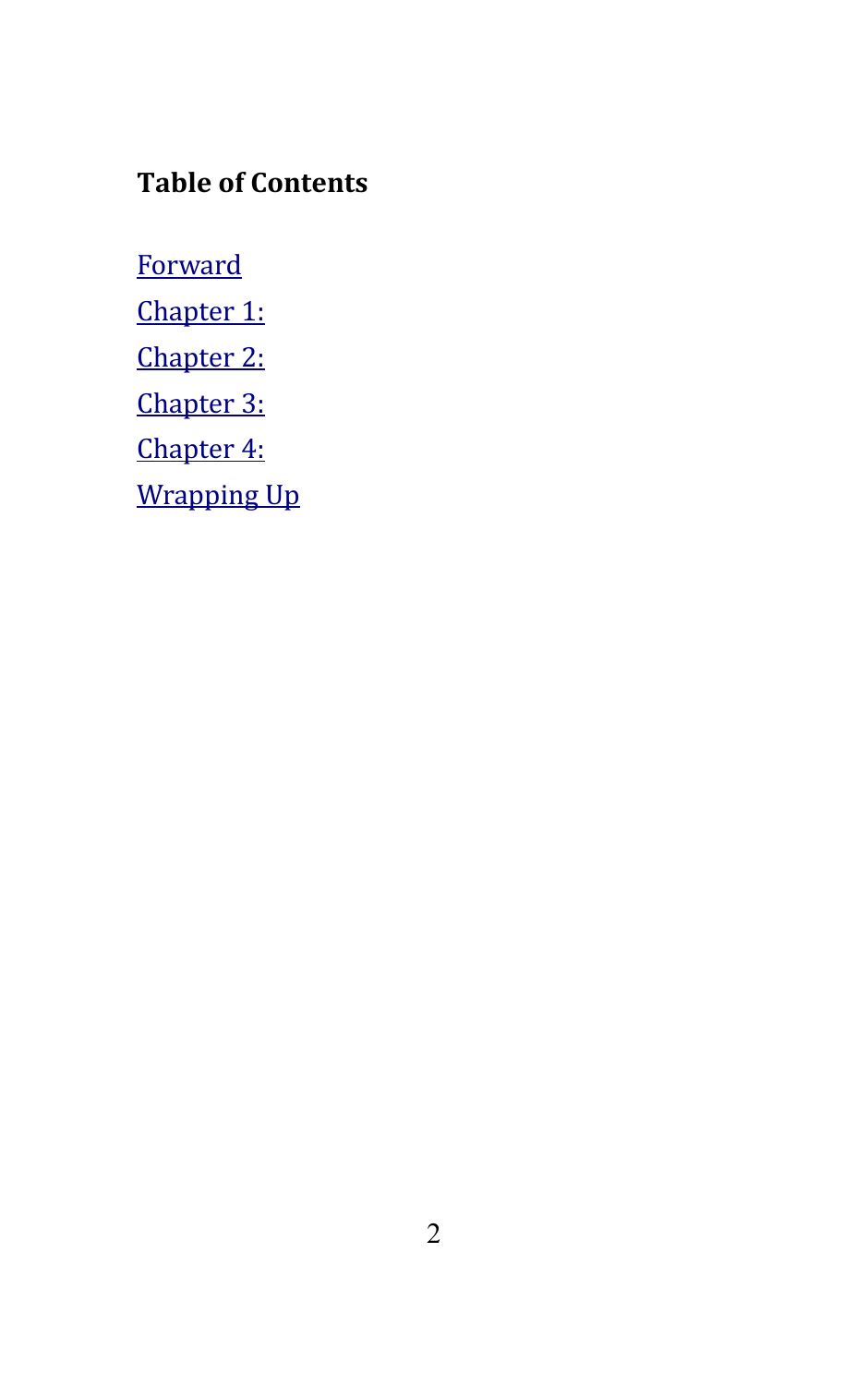**Table of Contents**

[Forward]

[Chapter 1:]

[Chapter 2:]

[Chapter 3:]

[Chapter 4:]

[Wrapping Up]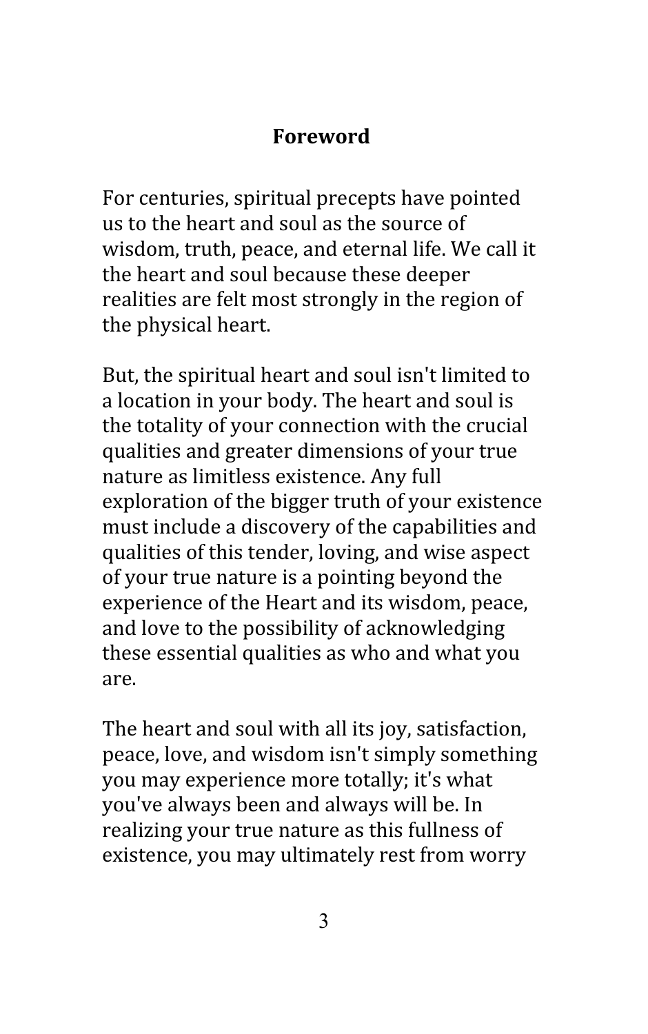# Foreword

For centuries, spiritual precepts have pointed us to the heart and soul as the source of wisdom, truth, peace, and eternal life. We call it the heart and soul because these deeper realities are felt most strongly in the region of the physical heart.

But, the spiritual heart and soul isn't limited to a location in your body. The heart and soul is the totality of your connection with the crucial qualities and greater dimensions of your true nature as limitless existence. Any full exploration of the bigger truth of your existence must include a discovery of the capabilities and qualities of this tender, loving, and wise aspect of your true nature is a pointing beyond the experience of the Heart and its wisdom, peace, and love to the possibility of acknowledging these essential qualities as who and what you are.

The heart and soul with all its joy, satisfaction, peace, love, and wisdom isn't simply something you may experience more totally; it's what you've always been and always will be. In realizing your true nature as this fullness of existence, you may ultimately rest from worry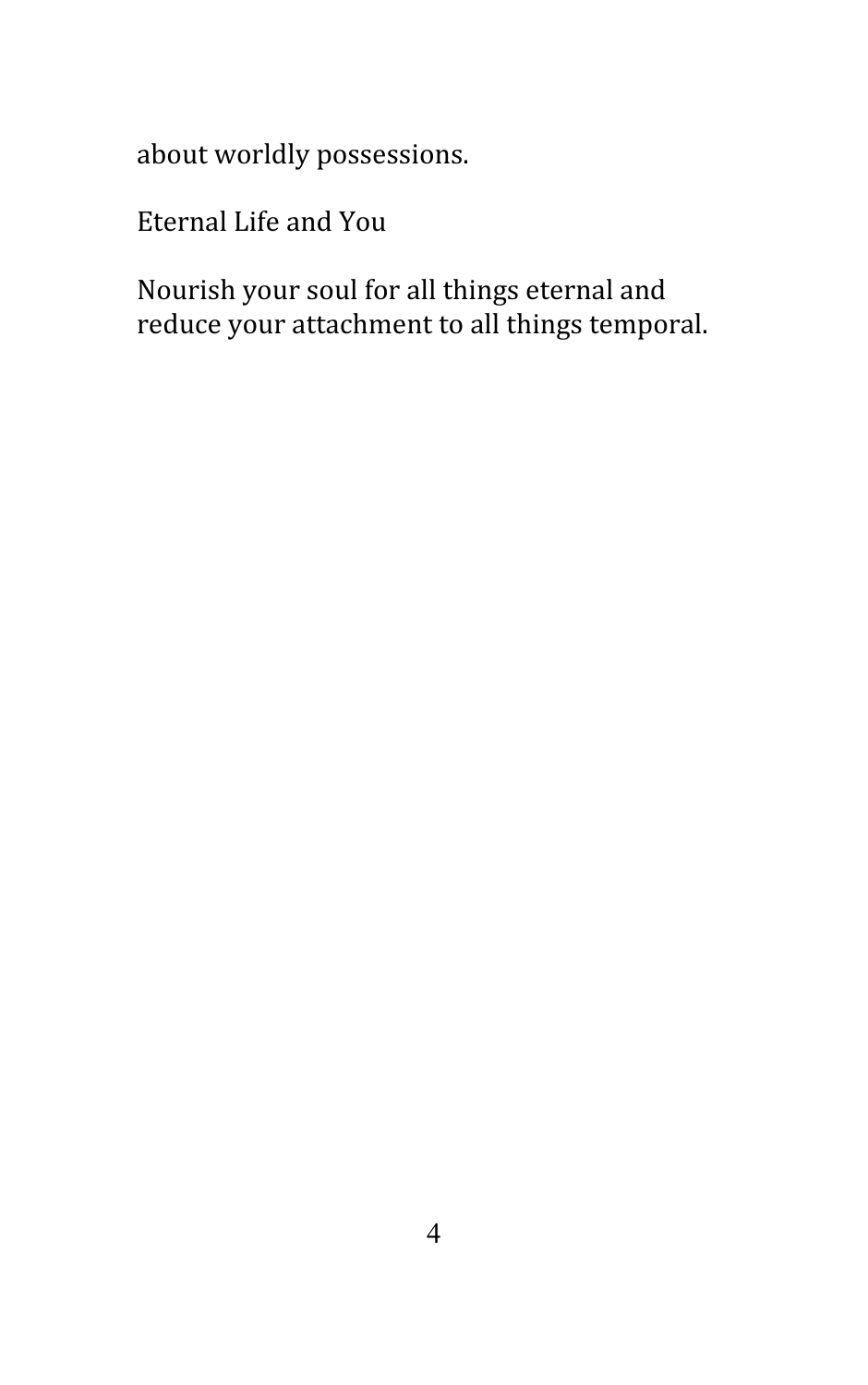about worldly possessions.

## Eternal Life and You

Nourish your soul for all things eternal and reduce your attachment to all things temporal.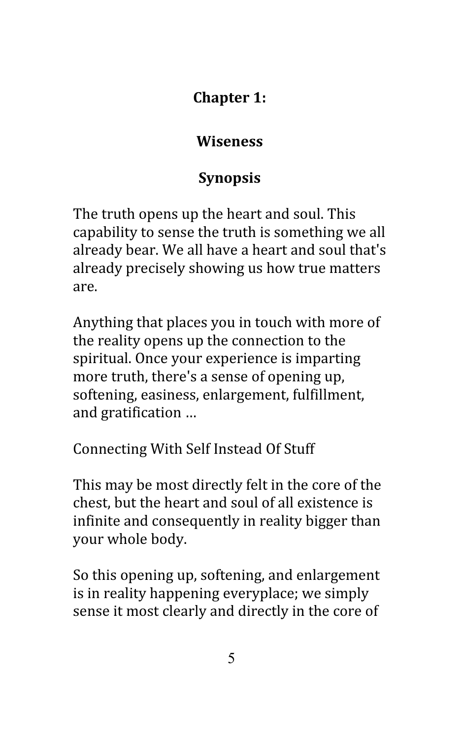# Chapter 1:

## Wiseness

### Synopsis

The truth opens up the heart and soul. This capability to sense the truth is something we all already bear. We all have a heart and soul that's already precisely showing us how true matters are.

Anything that places you in touch with more of the reality opens up the connection to the spiritual. Once your experience is imparting more truth, there's a sense of opening up, softening, easiness, enlargement, fulfillment, and gratification …

Connecting With Self Instead Of Stuff

This may be most directly felt in the core of the chest, but the heart and soul of all existence is infinite and consequently in reality bigger than your whole body.

So this opening up, softening, and enlargement is in reality happening everyplace; we simply sense it most clearly and directly in the core of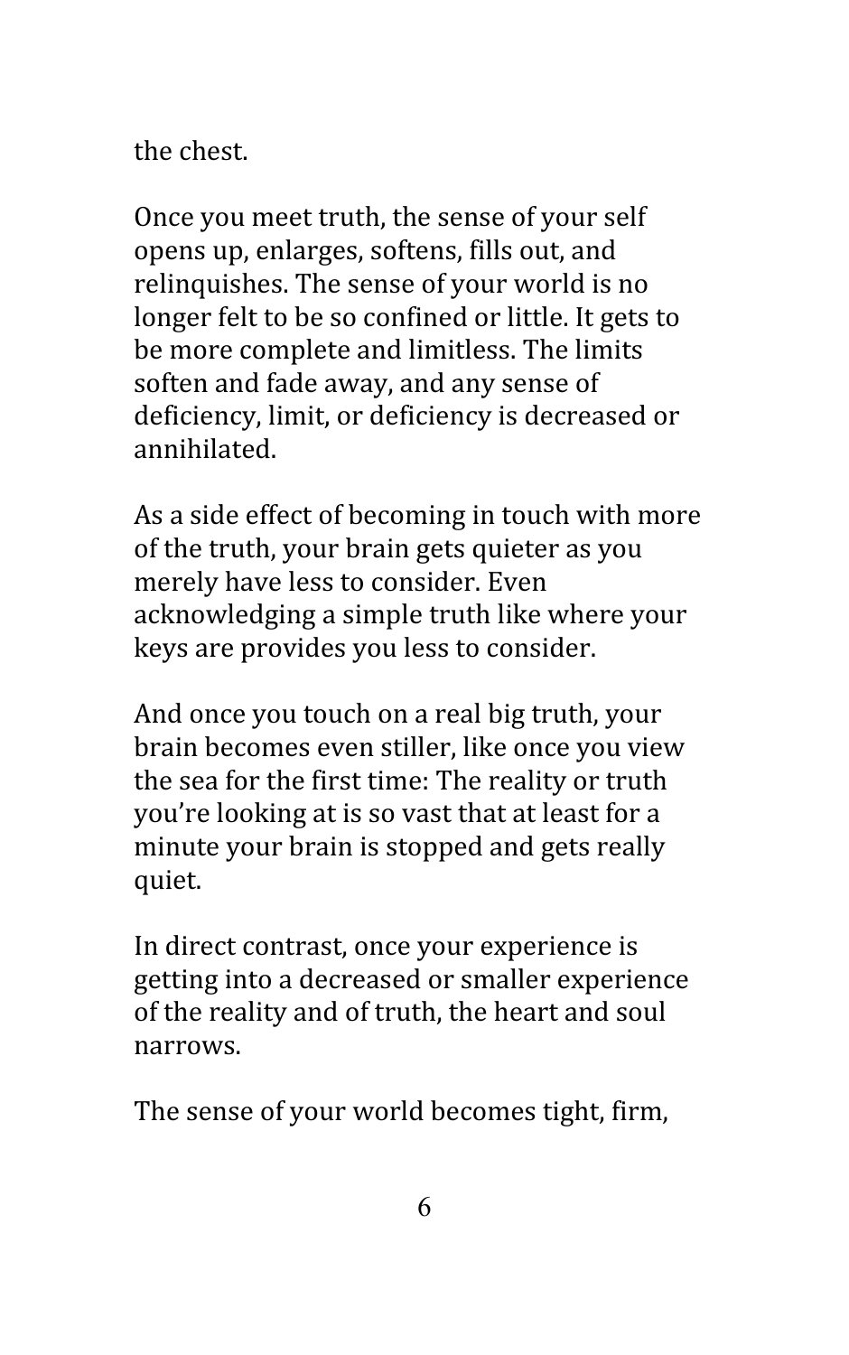the chest.

Once you meet truth, the sense of your self opens up, enlarges, softens, fills out, and relinquishes. The sense of your world is no longer felt to be so confined or little. It gets to be more complete and limitless. The limits soften and fade away, and any sense of deficiency, limit, or deficiency is decreased or annihilated.

As a side effect of becoming in touch with more of the truth, your brain gets quieter as you merely have less to consider. Even acknowledging a simple truth like where your keys are provides you less to consider.

And once you touch on a real big truth, your brain becomes even stiller, like once you view the sea for the first time: The reality or truth you're looking at is so vast that at least for a minute your brain is stopped and gets really quiet.

In direct contrast, once your experience is getting into a decreased or smaller experience of the reality and of truth, the heart and soul narrows.

The sense of your world becomes tight, firm,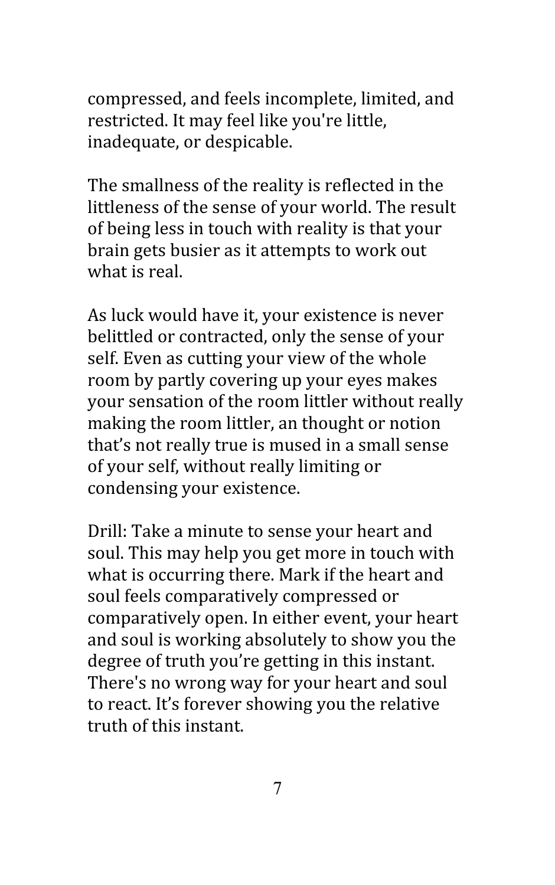compressed, and feels incomplete, limited, and restricted. It may feel like you're little, inadequate, or despicable.

The smallness of the reality is reflected in the littleness of the sense of your world. The result of being less in touch with reality is that your brain gets busier as it attempts to work out what is real.

As luck would have it, your existence is never belittled or contracted, only the sense of your self. Even as cutting your view of the whole room by partly covering up your eyes makes your sensation of the room littler without really making the room littler, an thought or notion that's not really true is mused in a small sense of your self, without really limiting or condensing your existence.

Drill: Take a minute to sense your heart and soul. This may help you get more in touch with what is occurring there. Mark if the heart and soul feels comparatively compressed or comparatively open. In either event, your heart and soul is working absolutely to show you the degree of truth you're getting in this instant. There's no wrong way for your heart and soul to react. It's forever showing you the relative truth of this instant.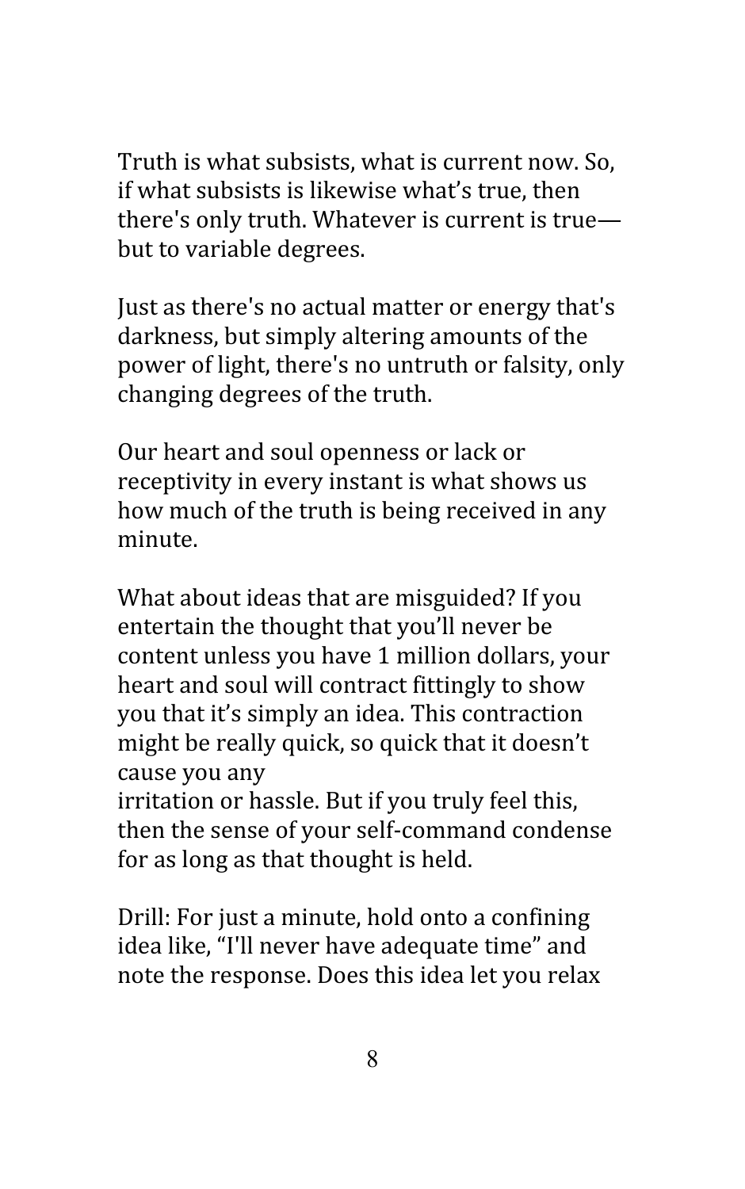Truth is what subsists, what is current now. So, if what subsists is likewise what's true, then there's only truth. Whatever is current is true—but to variable degrees.

Just as there's no actual matter or energy that's darkness, but simply altering amounts of the power of light, there's no untruth or falsity, only changing degrees of the truth.

Our heart and soul openness or lack or receptivity in every instant is what shows us how much of the truth is being received in any minute.

What about ideas that are misguided? If you entertain the thought that you'll never be content unless you have 1 million dollars, your heart and soul will contract fittingly to show you that it's simply an idea. This contraction might be really quick, so quick that it doesn't cause you any irritation or hassle. But if you truly feel this, then the sense of your self-command condense for as long as that thought is held.

Drill: For just a minute, hold onto a confining idea like, "I'll never have adequate time" and note the response. Does this idea let you relax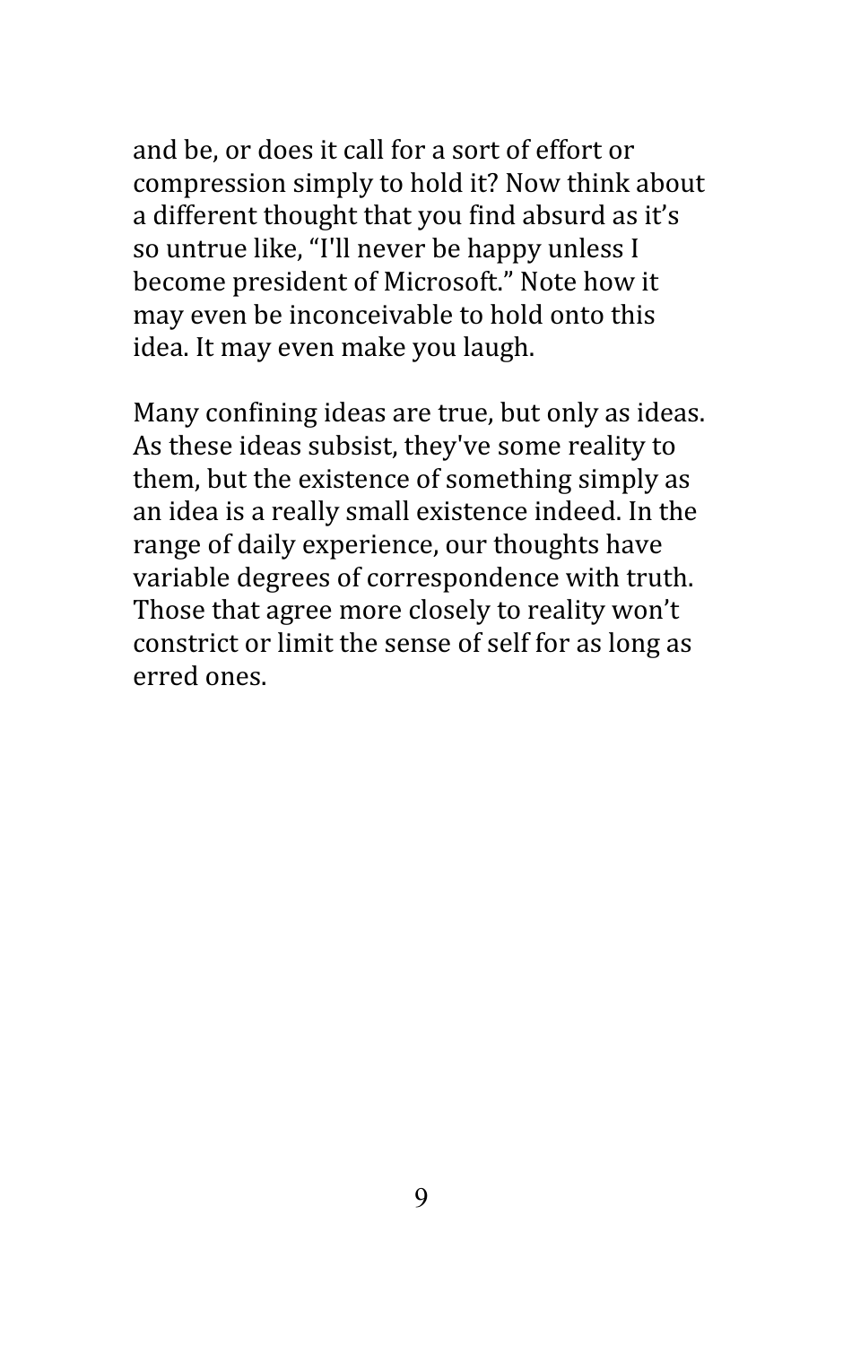and be, or does it call for a sort of effort or compression simply to hold it? Now think about a different thought that you find absurd as it's so untrue like, "I'll never be happy unless I become president of Microsoft." Note how it may even be inconceivable to hold onto this idea. It may even make you laugh.

Many confining ideas are true, but only as ideas. As these ideas subsist, they've some reality to them, but the existence of something simply as an idea is a really small existence indeed. In the range of daily experience, our thoughts have variable degrees of correspondence with truth. Those that agree more closely to reality won't constrict or limit the sense of self for as long as erred ones.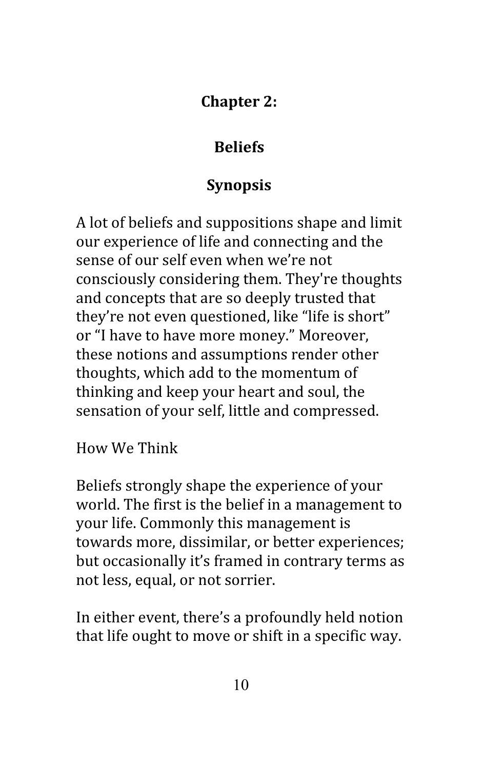# Chapter 2:

# Beliefs

## Synopsis

A lot of beliefs and suppositions shape and limit our experience of life and connecting and the sense of our self even when we're not consciously considering them. They're thoughts and concepts that are so deeply trusted that they're not even questioned, like "life is short" or "I have to have more money." Moreover, these notions and assumptions render other thoughts, which add to the momentum of thinking and keep your heart and soul, the sensation of your self, little and compressed.

How We Think

Beliefs strongly shape the experience of your world. The first is the belief in a management to your life. Commonly this management is towards more, dissimilar, or better experiences; but occasionally it's framed in contrary terms as not less, equal, or not sorrier.

In either event, there's a profoundly held notion that life ought to move or shift in a specific way.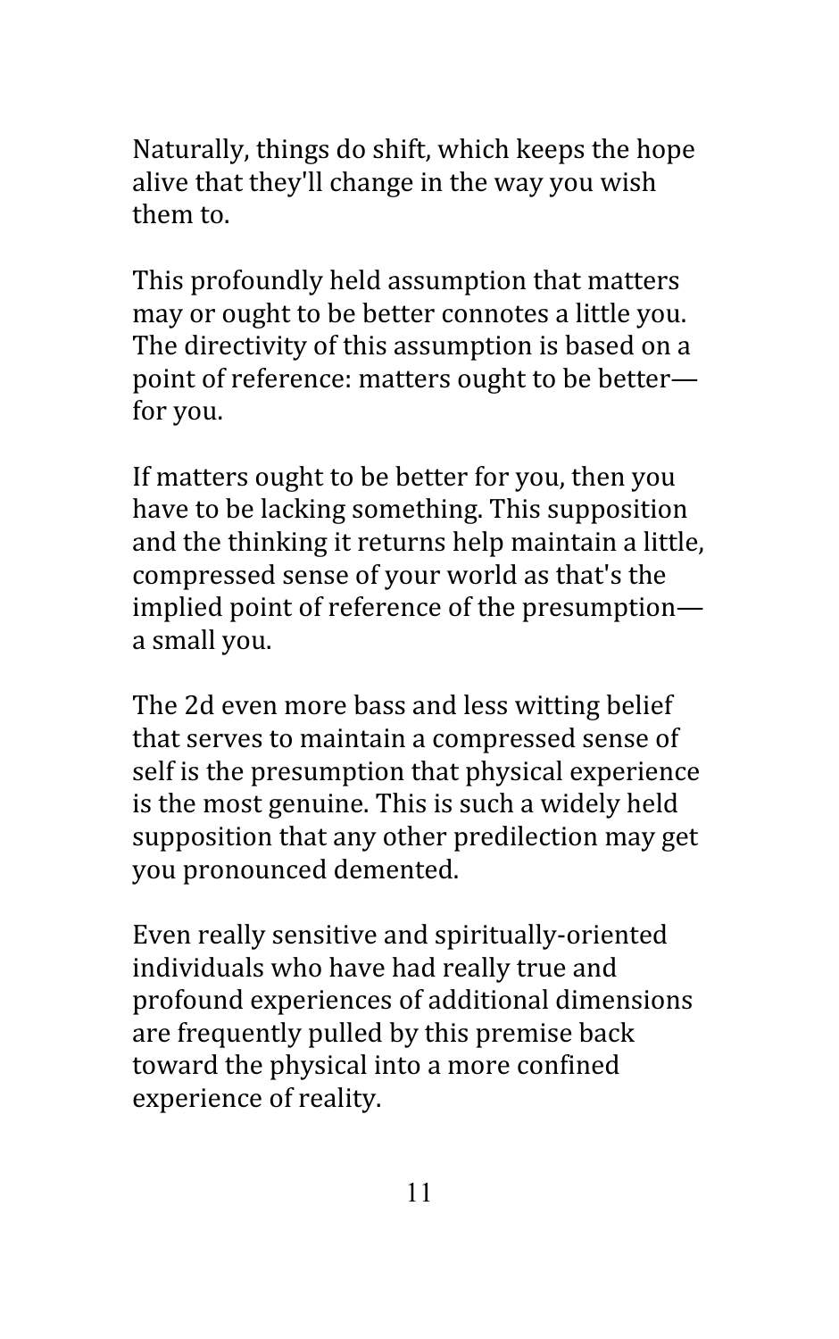Naturally, things do shift, which keeps the hope alive that they'll change in the way you wish them to.

This profoundly held assumption that matters may or ought to be better connotes a little you. The directivity of this assumption is based on a point of reference: matters ought to be better—for you.

If matters ought to be better for you, then you have to be lacking something. This supposition and the thinking it returns help maintain a little, compressed sense of your world as that's the implied point of reference of the presumption—a small you.

The 2d even more bass and less witting belief that serves to maintain a compressed sense of self is the presumption that physical experience is the most genuine. This is such a widely held supposition that any other predilection may get you pronounced demented.

Even really sensitive and spiritually-oriented individuals who have had really true and profound experiences of additional dimensions are frequently pulled by this premise back toward the physical into a more confined experience of reality.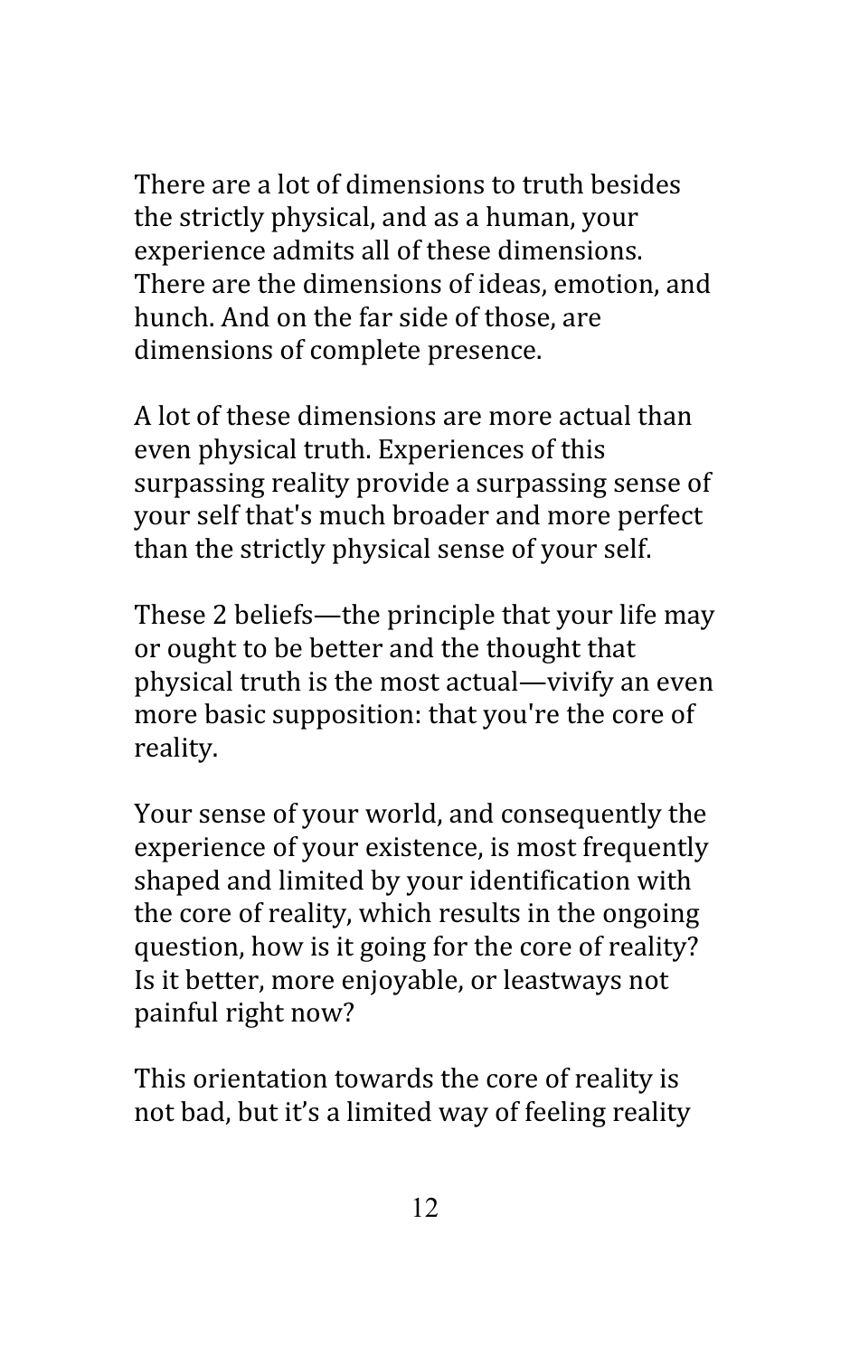There are a lot of dimensions to truth besides the strictly physical, and as a human, your experience admits all of these dimensions. There are the dimensions of ideas, emotion, and hunch. And on the far side of those, are dimensions of complete presence.

A lot of these dimensions are more actual than even physical truth. Experiences of this surpassing reality provide a surpassing sense of your self that's much broader and more perfect than the strictly physical sense of your self.

These 2 beliefs—the principle that your life may or ought to be better and the thought that physical truth is the most actual—vivify an even more basic supposition: that you're the core of reality.

Your sense of your world, and consequently the experience of your existence, is most frequently shaped and limited by your identification with the core of reality, which results in the ongoing question, how is it going for the core of reality? Is it better, more enjoyable, or leastways not painful right now?

This orientation towards the core of reality is not bad, but it's a limited way of feeling reality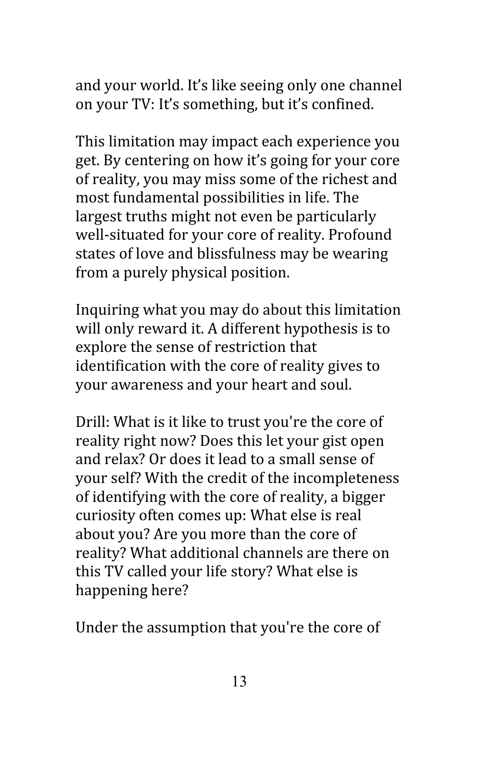and your world. It’s like seeing only one channel on your TV: It’s something, but it’s confined.

This limitation may impact each experience you get. By centering on how it’s going for your core of reality, you may miss some of the richest and most fundamental possibilities in life. The largest truths might not even be particularly well-situated for your core of reality. Profound states of love and blissfulness may be wearing from a purely physical position.

Inquiring what you may do about this limitation will only reward it. A different hypothesis is to explore the sense of restriction that identification with the core of reality gives to your awareness and your heart and soul.

Drill: What is it like to trust you're the core of reality right now? Does this let your gist open and relax? Or does it lead to a small sense of your self? With the credit of the incompleteness of identifying with the core of reality, a bigger curiosity often comes up: What else is real about you? Are you more than the core of reality? What additional channels are there on this TV called your life story? What else is happening here?

Under the assumption that you're the core of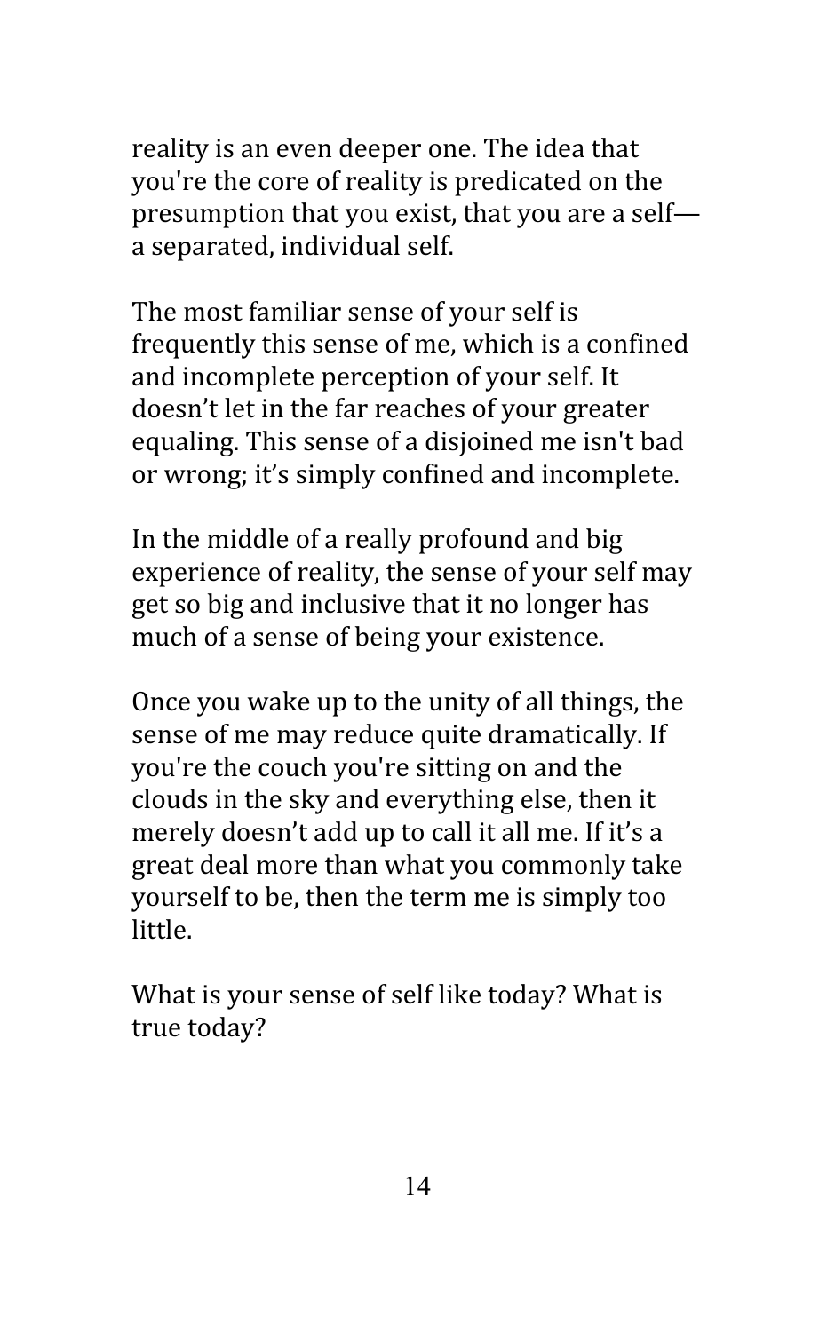reality is an even deeper one. The idea that you're the core of reality is predicated on the presumption that you exist, that you are a self—a separated, individual self.

The most familiar sense of your self is frequently this sense of me, which is a confined and incomplete perception of your self. It doesn't let in the far reaches of your greater equaling. This sense of a disjoined me isn't bad or wrong; it's simply confined and incomplete.

In the middle of a really profound and big experience of reality, the sense of your self may get so big and inclusive that it no longer has much of a sense of being your existence.

Once you wake up to the unity of all things, the sense of me may reduce quite dramatically. If you're the couch you're sitting on and the clouds in the sky and everything else, then it merely doesn't add up to call it all me. If it's a great deal more than what you commonly take yourself to be, then the term me is simply too little.

What is your sense of self like today? What is true today?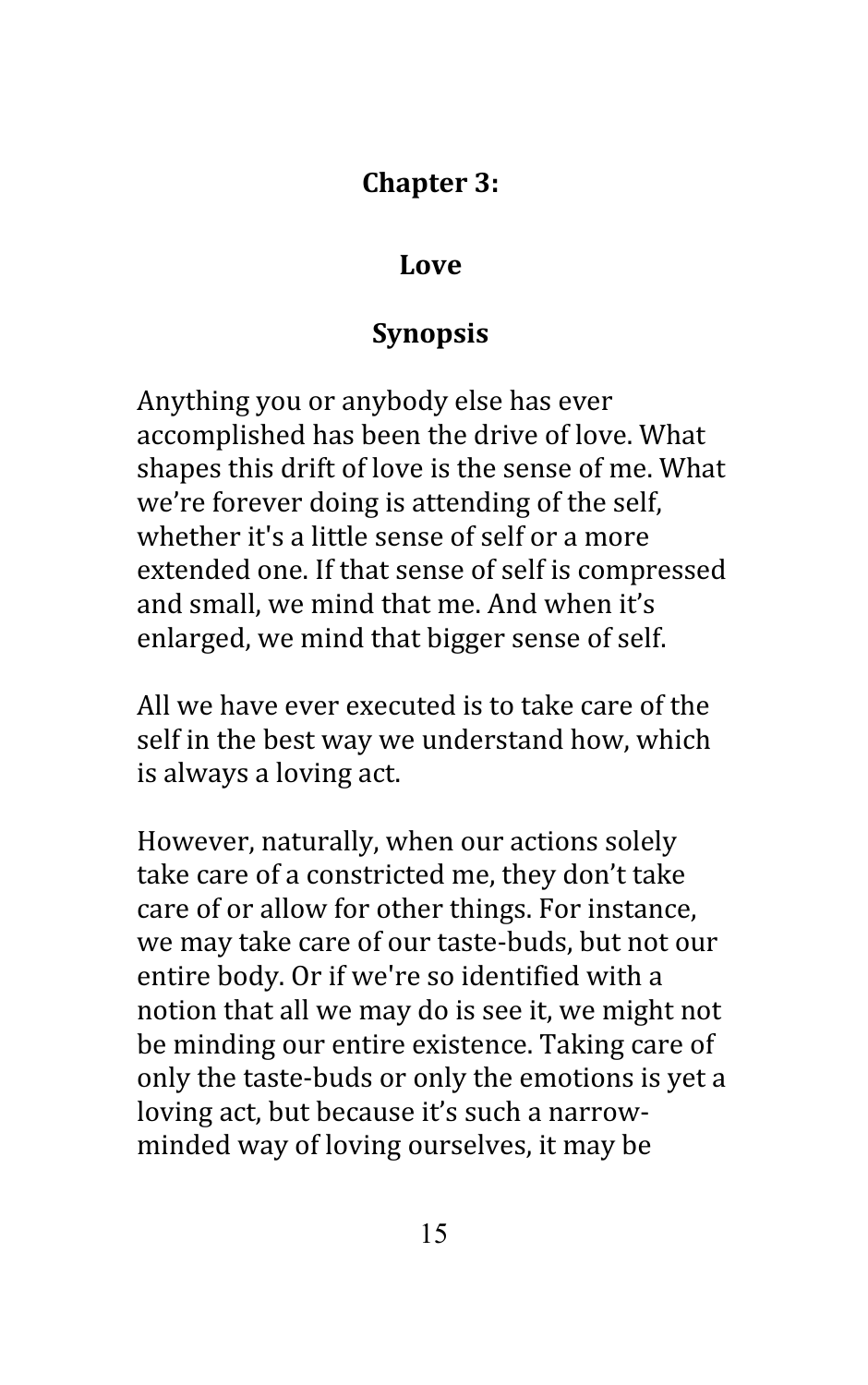# Chapter 3:

## Love

### Synopsis

Anything you or anybody else has ever accomplished has been the drive of love. What shapes this drift of love is the sense of me. What we're forever doing is attending of the self, whether it's a little sense of self or a more extended one. If that sense of self is compressed and small, we mind that me. And when it's enlarged, we mind that bigger sense of self.

All we have ever executed is to take care of the self in the best way we understand how, which is always a loving act.

However, naturally, when our actions solely take care of a constricted me, they don't take care of or allow for other things. For instance, we may take care of our taste-buds, but not our entire body. Or if we're so identified with a notion that all we may do is see it, we might not be minding our entire existence. Taking care of only the taste-buds or only the emotions is yet a loving act, but because it's such a narrow-minded way of loving ourselves, it may be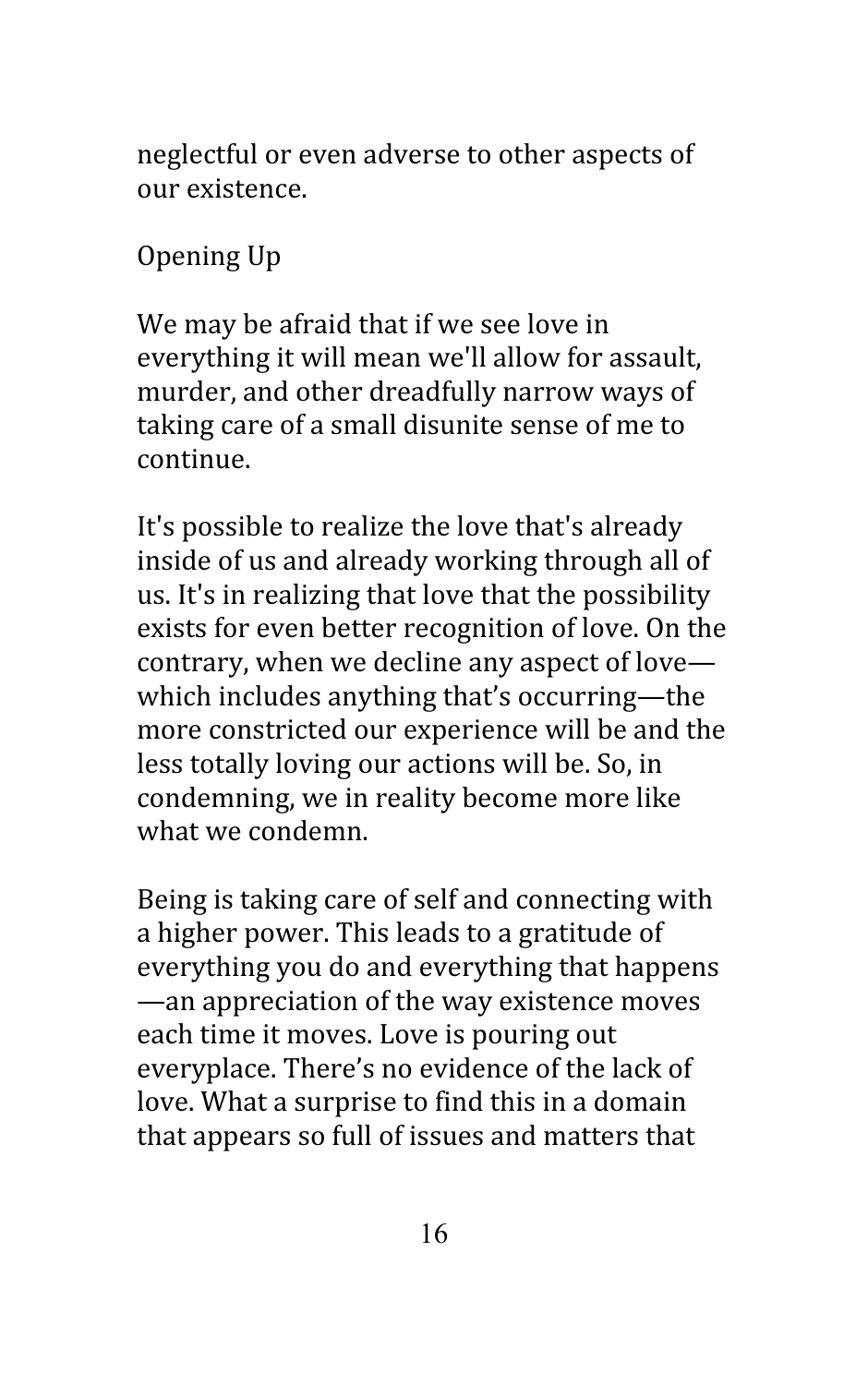neglectful or even adverse to other aspects of our existence.

## Opening Up

We may be afraid that if we see love in everything it will mean we'll allow for assault, murder, and other dreadfully narrow ways of taking care of a small disunite sense of me to continue.

It's possible to realize the love that's already inside of us and already working through all of us. It's in realizing that love that the possibility exists for even better recognition of love. On the contrary, when we decline any aspect of love—which includes anything that's occurring—the more constricted our experience will be and the less totally loving our actions will be. So, in condemning, we in reality become more like what we condemn.

Being is taking care of self and connecting with a higher power. This leads to a gratitude of everything you do and everything that happens—an appreciation of the way existence moves each time it moves. Love is pouring out everyplace. There's no evidence of the lack of love. What a surprise to find this in a domain that appears so full of issues and matters that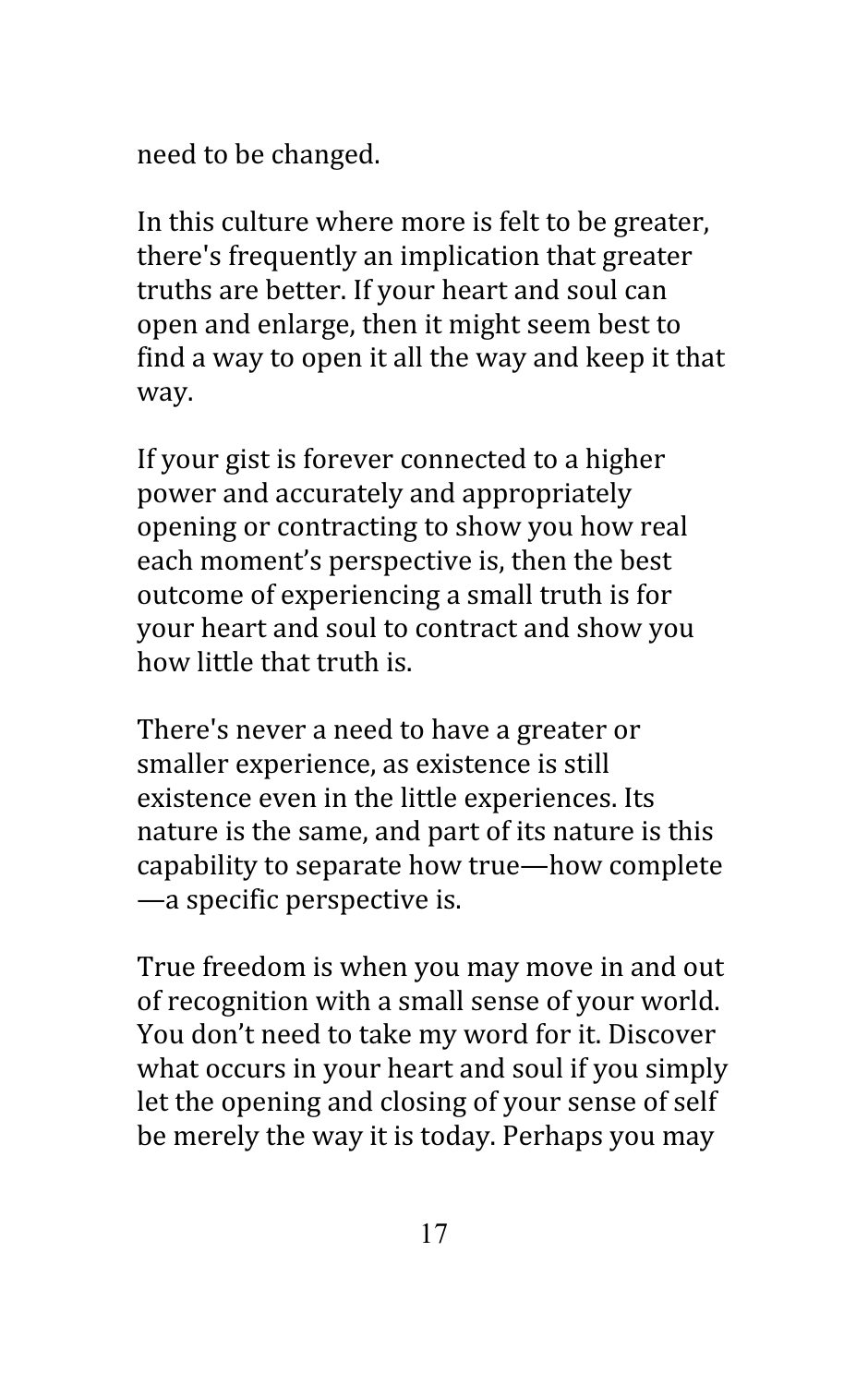need to be changed.

In this culture where more is felt to be greater, there's frequently an implication that greater truths are better. If your heart and soul can open and enlarge, then it might seem best to find a way to open it all the way and keep it that way.

If your gist is forever connected to a higher power and accurately and appropriately opening or contracting to show you how real each moment's perspective is, then the best outcome of experiencing a small truth is for your heart and soul to contract and show you how little that truth is.

There's never a need to have a greater or smaller experience, as existence is still existence even in the little experiences. Its nature is the same, and part of its nature is this capability to separate how true—how complete—a specific perspective is.

True freedom is when you may move in and out of recognition with a small sense of your world. You don't need to take my word for it. Discover what occurs in your heart and soul if you simply let the opening and closing of your sense of self be merely the way it is today. Perhaps you may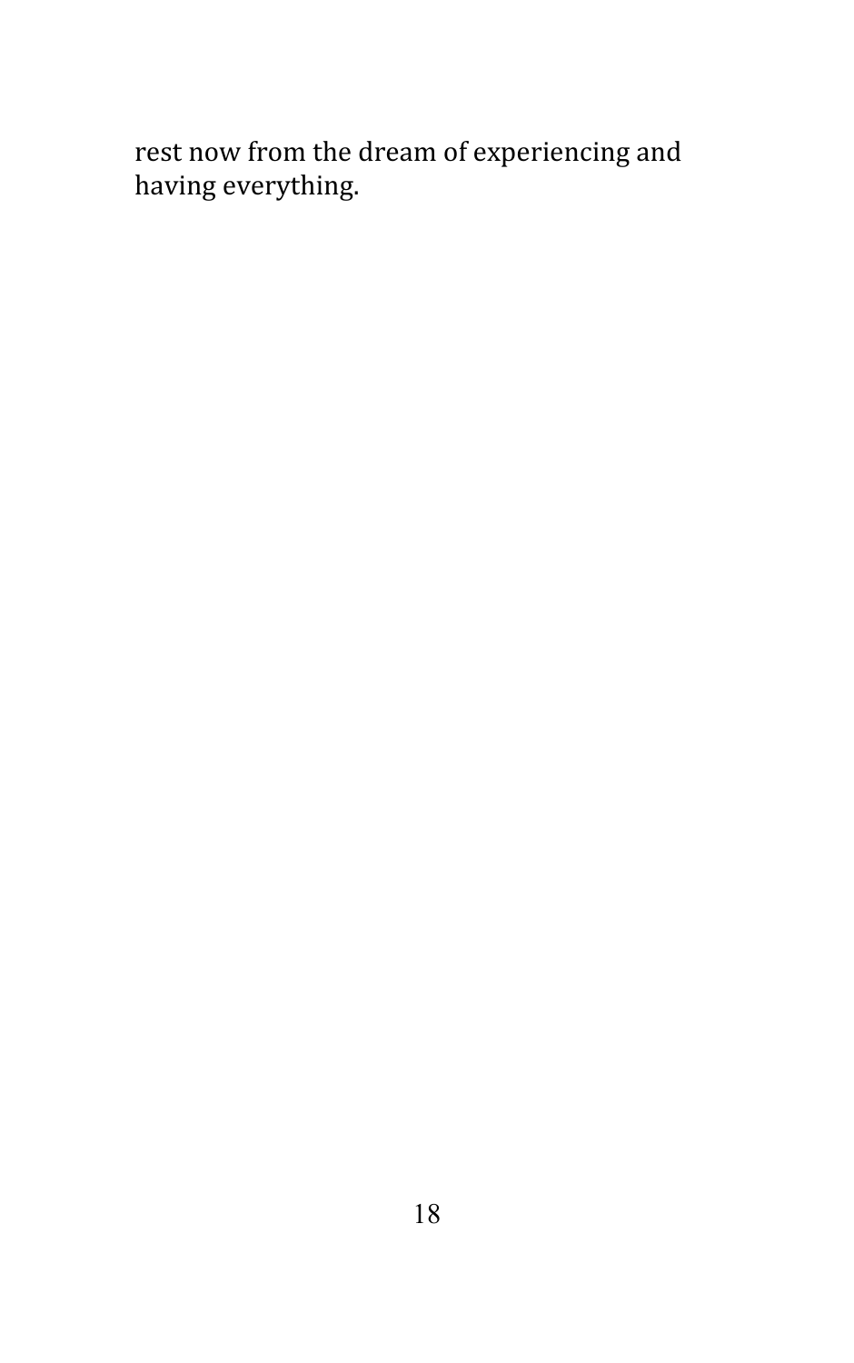rest now from the dream of experiencing and having everything.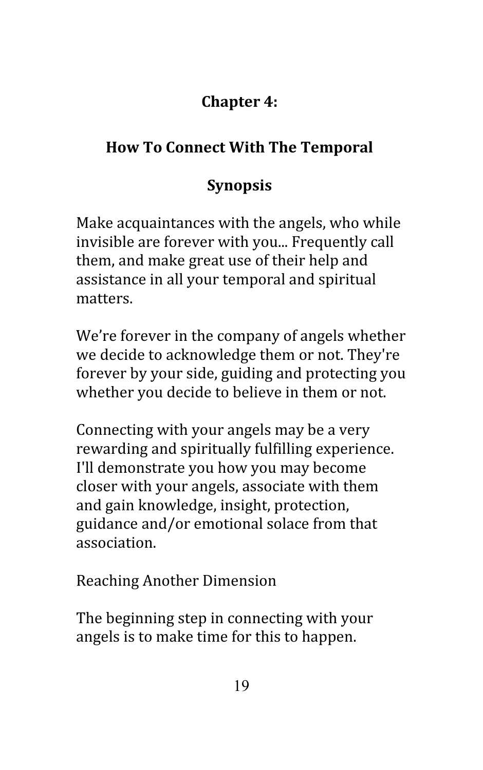## Chapter 4:

## How To Connect With The Temporal

### Synopsis

Make acquaintances with the angels, who while invisible are forever with you... Frequently call them, and make great use of their help and assistance in all your temporal and spiritual matters.

We're forever in the company of angels whether we decide to acknowledge them or not. They're forever by your side, guiding and protecting you whether you decide to believe in them or not.

Connecting with your angels may be a very rewarding and spiritually fulfilling experience. I'll demonstrate you how you may become closer with your angels, associate with them and gain knowledge, insight, protection, guidance and/or emotional solace from that association.

Reaching Another Dimension

The beginning step in connecting with your angels is to make time for this to happen.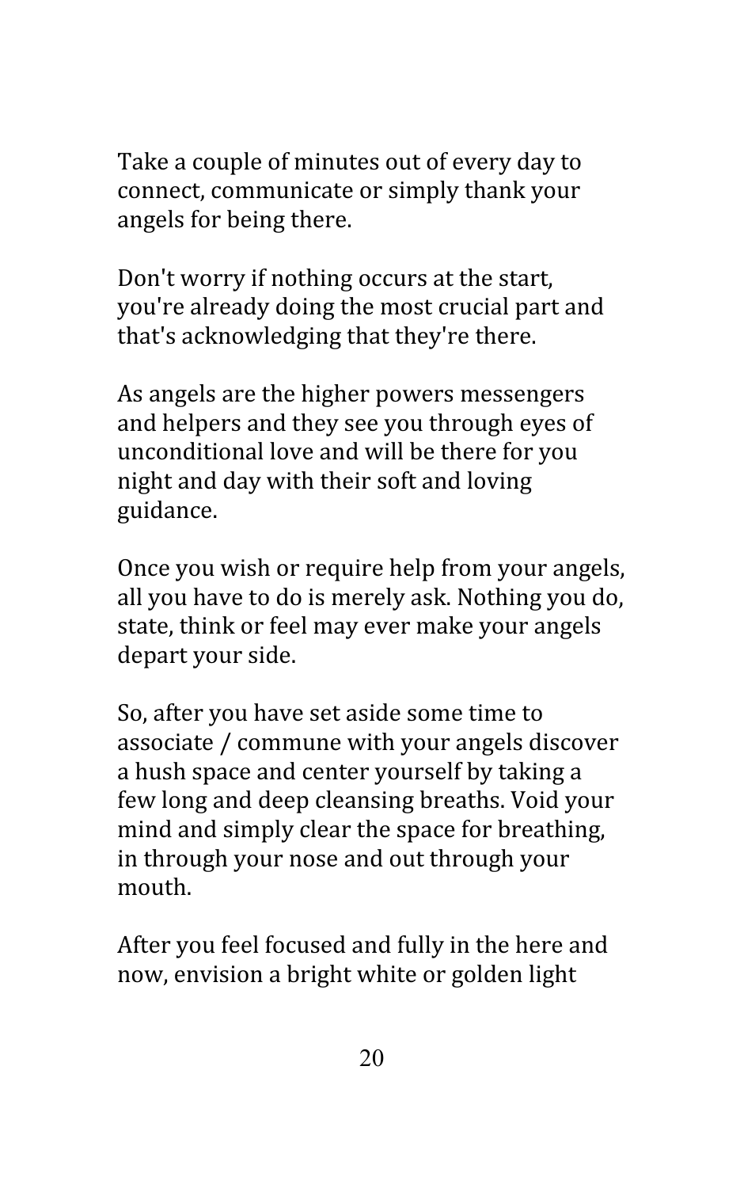Take a couple of minutes out of every day to connect, communicate or simply thank your angels for being there.

Don't worry if nothing occurs at the start, you're already doing the most crucial part and that's acknowledging that they're there.

As angels are the higher powers messengers and helpers and they see you through eyes of unconditional love and will be there for you night and day with their soft and loving guidance.

Once you wish or require help from your angels, all you have to do is merely ask. Nothing you do, state, think or feel may ever make your angels depart your side.

So, after you have set aside some time to associate / commune with your angels discover a hush space and center yourself by taking a few long and deep cleansing breaths. Void your mind and simply clear the space for breathing, in through your nose and out through your mouth.

After you feel focused and fully in the here and now, envision a bright white or golden light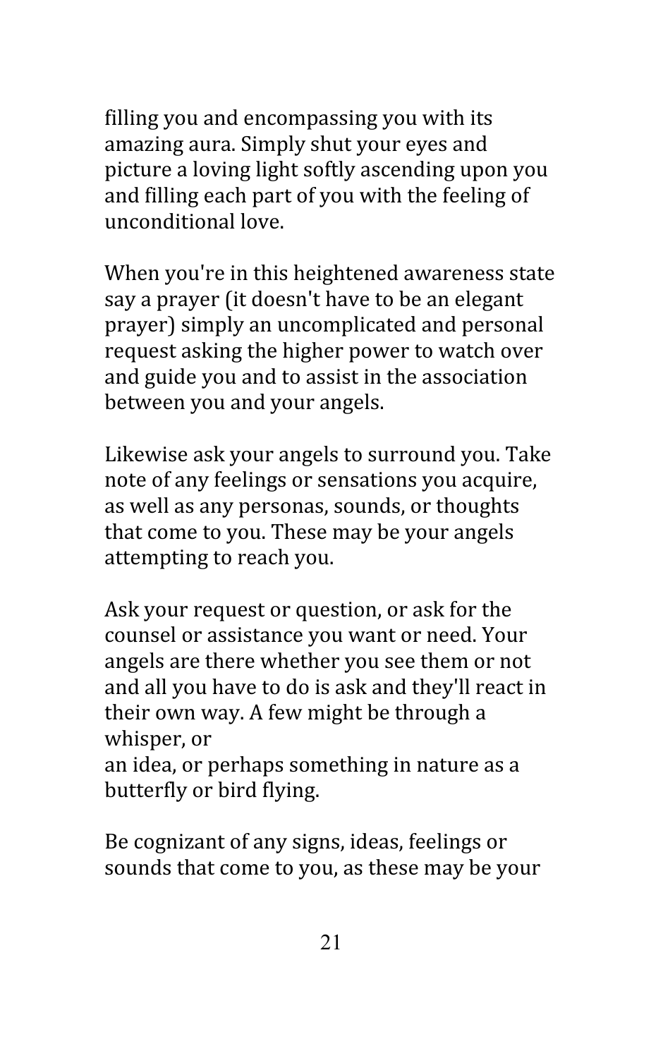filling you and encompassing you with its amazing aura. Simply shut your eyes and picture a loving light softly ascending upon you and filling each part of you with the feeling of unconditional love.

When you're in this heightened awareness state say a prayer (it doesn't have to be an elegant prayer) simply an uncomplicated and personal request asking the higher power to watch over and guide you and to assist in the association between you and your angels.

Likewise ask your angels to surround you. Take note of any feelings or sensations you acquire, as well as any personas, sounds, or thoughts that come to you. These may be your angels attempting to reach you.

Ask your request or question, or ask for the counsel or assistance you want or need. Your angels are there whether you see them or not and all you have to do is ask and they'll react in their own way. A few might be through a whisper, or
an idea, or perhaps something in nature as a butterfly or bird flying.

Be cognizant of any signs, ideas, feelings or sounds that come to you, as these may be your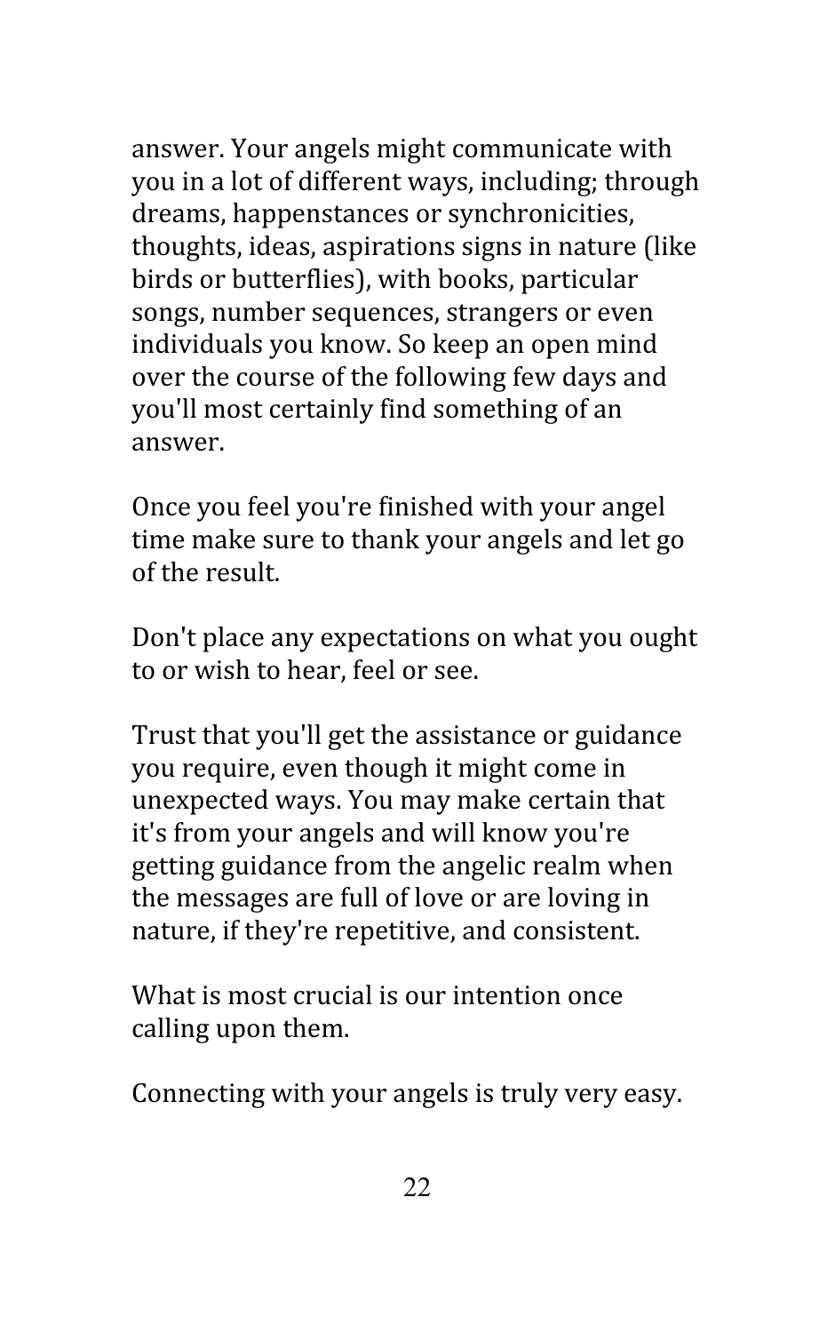answer. Your angels might communicate with you in a lot of different ways, including; through dreams, happenstances or synchronicities, thoughts, ideas, aspirations signs in nature (like birds or butterflies), with books, particular songs, number sequences, strangers or even individuals you know. So keep an open mind over the course of the following few days and you'll most certainly find something of an answer.

Once you feel you're finished with your angel time make sure to thank your angels and let go of the result.

Don't place any expectations on what you ought to or wish to hear, feel or see.

Trust that you'll get the assistance or guidance you require, even though it might come in unexpected ways. You may make certain that it's from your angels and will know you're getting guidance from the angelic realm when the messages are full of love or are loving in nature, if they're repetitive, and consistent.

What is most crucial is our intention once calling upon them.

Connecting with your angels is truly very easy.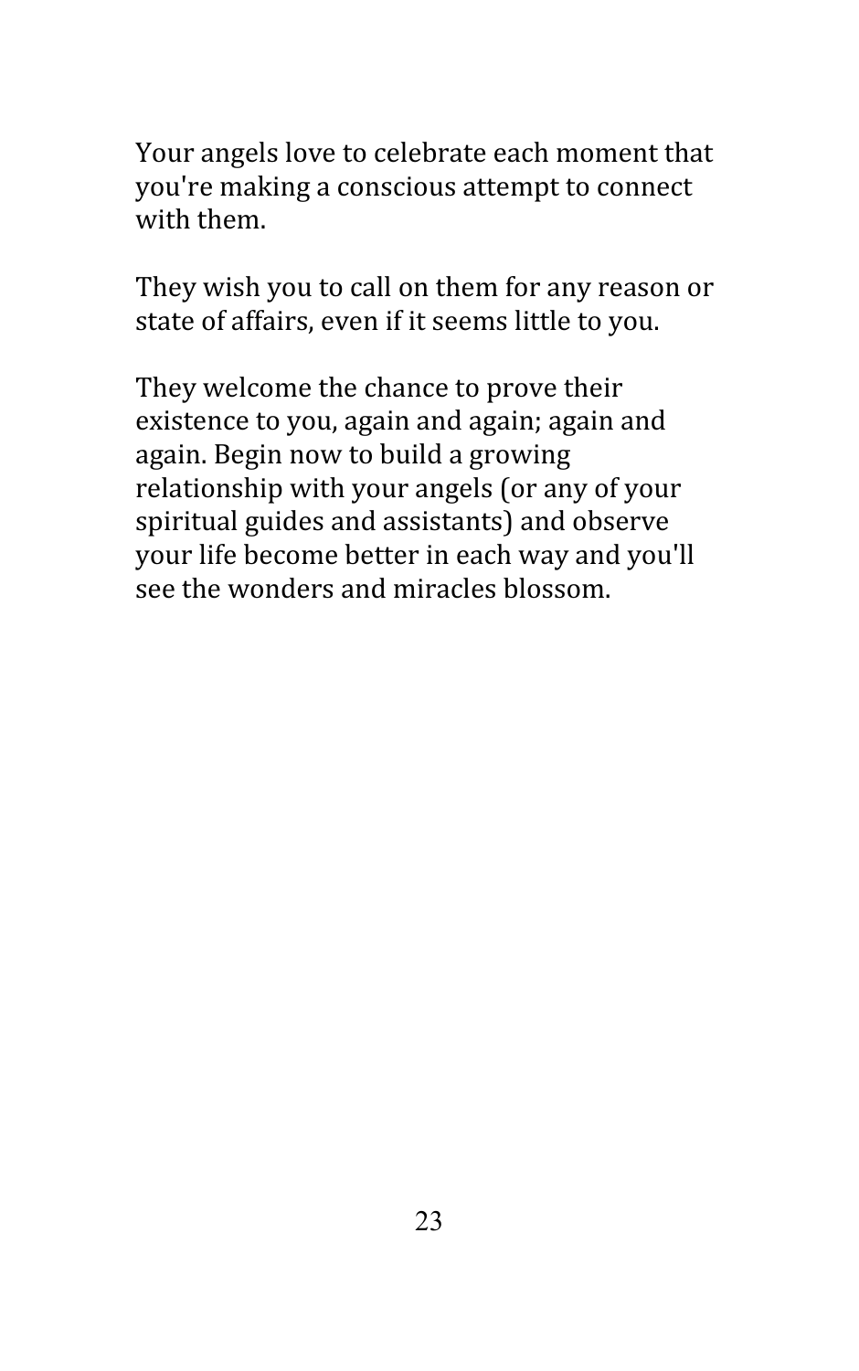Your angels love to celebrate each moment that you're making a conscious attempt to connect with them.

They wish you to call on them for any reason or state of affairs, even if it seems little to you.

They welcome the chance to prove their existence to you, again and again; again and again. Begin now to build a growing relationship with your angels (or any of your spiritual guides and assistants) and observe your life become better in each way and you'll see the wonders and miracles blossom.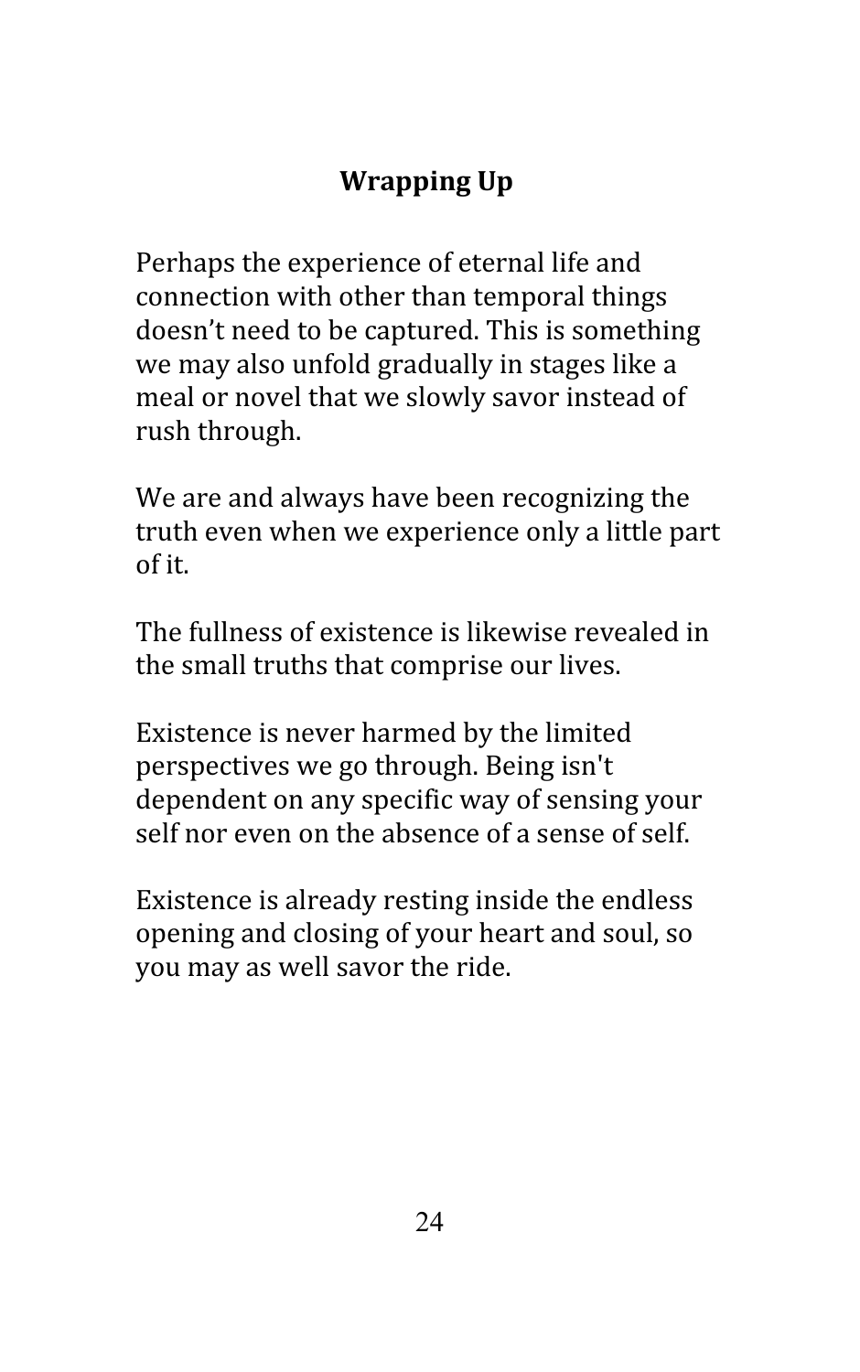## Wrapping Up

Perhaps the experience of eternal life and connection with other than temporal things doesn't need to be captured. This is something we may also unfold gradually in stages like a meal or novel that we slowly savor instead of rush through.

We are and always have been recognizing the truth even when we experience only a little part of it.

The fullness of existence is likewise revealed in the small truths that comprise our lives.

Existence is never harmed by the limited perspectives we go through. Being isn't dependent on any specific way of sensing your self nor even on the absence of a sense of self.

Existence is already resting inside the endless opening and closing of your heart and soul, so you may as well savor the ride.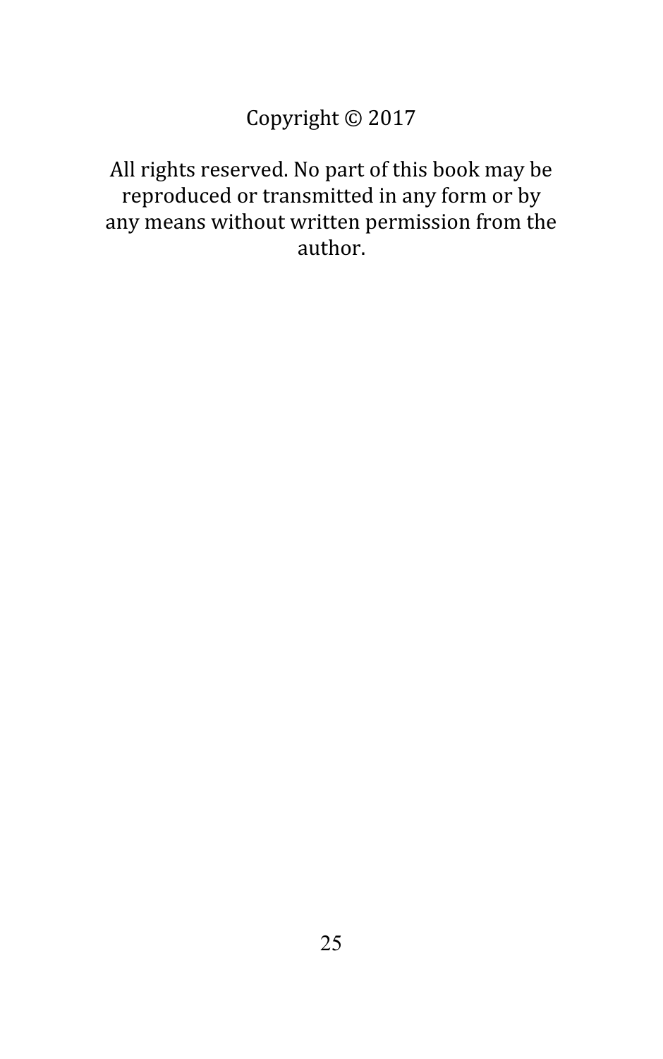Copyright © 2017

All rights reserved. No part of this book may be reproduced or transmitted in any form or by any means without written permission from the author.